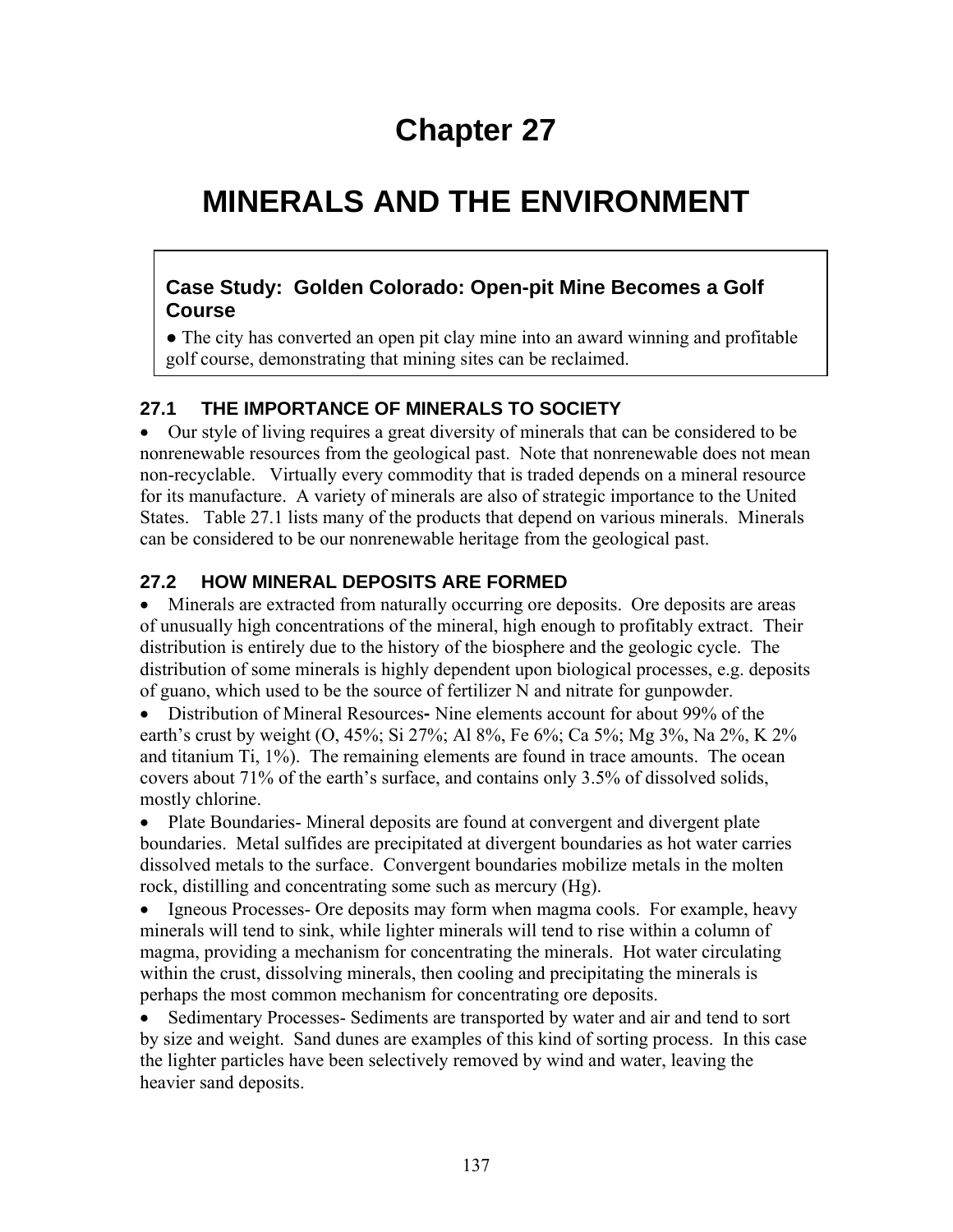# Chapter 27

# MINERALS AND THE ENVIRONMENT

### Case Study: Golden Colorado: Open-pit Mine Becomes a Golf Course

● The city has converted an open pit clay mine into an award winning and profitable golf course, demonstrating that mining sites can be reclaimed.

## 27.1 THE IMPORTANCE OF MINERALS TO SOCIETY

- Our style of living requires a great diversity of minerals that can be considered to be nonrenewable resources from the geological past. Note that nonrenewable does not mean non-recyclable. Virtually every commodity that is traded depends on a mineral resource for its manufacture. A variety of minerals are also of strategic importance to the United States. Table 27.1 lists many of the products that depend on various minerals. Minerals can be considered to be our nonrenewable heritage from the geological past.

## 27.2 HOW MINERAL DEPOSITS ARE FORMED

- Minerals are extracted from naturally occurring ore deposits. Ore deposits are areas of unusually high concentrations of the mineral, high enough to profitably extract. Their distribution is entirely due to the history of the biosphere and the geologic cycle. The distribution of some minerals is highly dependent upon biological processes, e.g. deposits of guano, which used to be the source of fertilizer N and nitrate for gunpowder.
- Distribution of Mineral Resources**-** Nine elements account for about 99% of the earth's crust by weight (O, 45%; Si 27%; Al 8%, Fe 6%; Ca 5%; Mg 3%, Na 2%, K 2% and titanium Ti, 1%). The remaining elements are found in trace amounts. The ocean covers about 71% of the earth's surface, and contains only 3.5% of dissolved solids, mostly chlorine.
- Plate Boundaries- Mineral deposits are found at convergent and divergent plate boundaries. Metal sulfides are precipitated at divergent boundaries as hot water carries dissolved metals to the surface. Convergent boundaries mobilize metals in the molten rock, distilling and concentrating some such as mercury (Hg).
- Igneous Processes- Ore deposits may form when magma cools. For example, heavy minerals will tend to sink, while lighter minerals will tend to rise within a column of magma, providing a mechanism for concentrating the minerals. Hot water circulating within the crust, dissolving minerals, then cooling and precipitating the minerals is perhaps the most common mechanism for concentrating ore deposits.
- Sedimentary Processes- Sediments are transported by water and air and tend to sort by size and weight. Sand dunes are examples of this kind of sorting process. In this case the lighter particles have been selectively removed by wind and water, leaving the heavier sand deposits.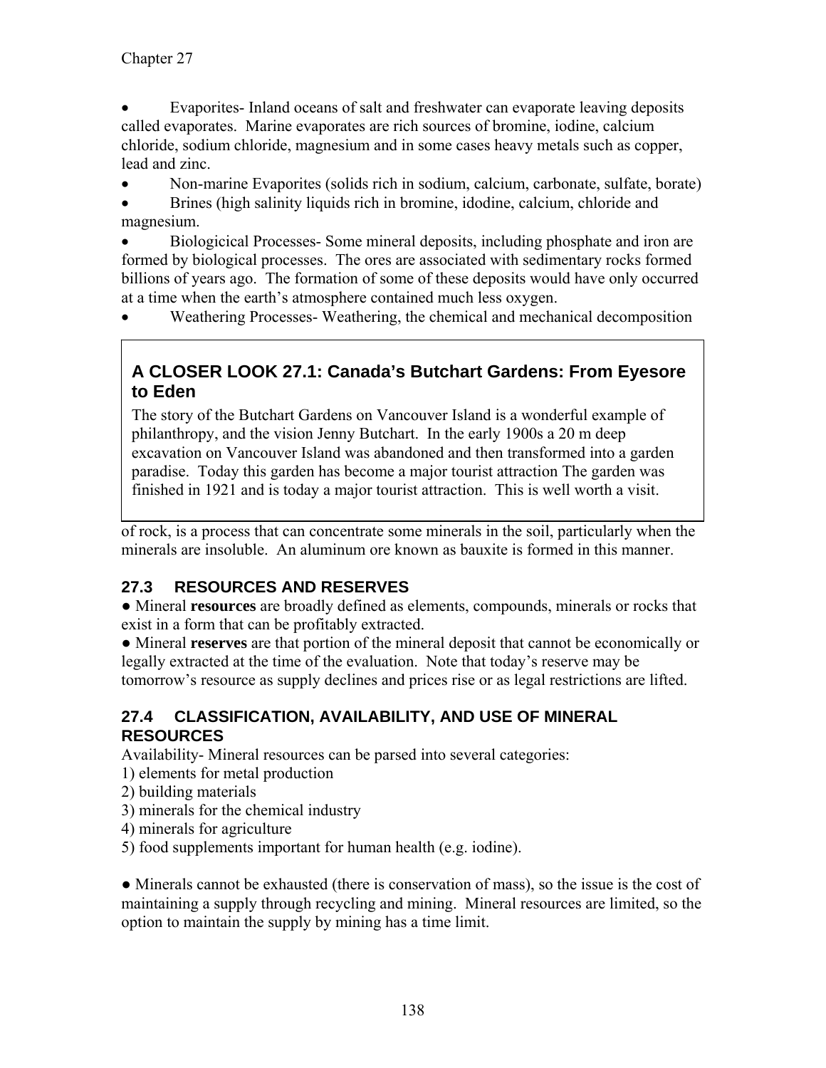- Evaporites- Inland oceans of salt and freshwater can evaporate leaving deposits called evaporates. Marine evaporates are rich sources of bromine, iodine, calcium chloride, sodium chloride, magnesium and in some cases heavy metals such as copper, lead and zinc.
- Non-marine Evaporites (solids rich in sodium, calcium, carbonate, sulfate, borate)
- Brines (high salinity liquids rich in bromine, idodine, calcium, chloride and magnesium.
- Biologicical Processes- Some mineral deposits, including phosphate and iron are formed by biological processes. The ores are associated with sedimentary rocks formed billions of years ago. The formation of some of these deposits would have only occurred at a time when the earth's atmosphere contained much less oxygen.
- Weathering Processes- Weathering, the chemical and mechanical decomposition of rock, is a process that can concentrate some minerals in the soil, particularly when the minerals are insoluble. An aluminum ore known as bauxite is formed in this manner.

> ### A CLOSER LOOK 27.1: Canada's Butchart Gardens: From Eyesore to Eden
>
> The story of the Butchart Gardens on Vancouver Island is a wonderful example of philanthropy, and the vision Jenny Butchart. In the early 1900s a 20 m deep excavation on Vancouver Island was abandoned and then transformed into a garden paradise. Today this garden has become a major tourist attraction The garden was finished in 1921 and is today a major tourist attraction. This is well worth a visit.

## 27.3 RESOURCES AND RESERVES

● Mineral **resources** are broadly defined as elements, compounds, minerals or rocks that exist in a form that can be profitably extracted.

● Mineral **reserves** are that portion of the mineral deposit that cannot be economically or legally extracted at the time of the evaluation. Note that today's reserve may be tomorrow's resource as supply declines and prices rise or as legal restrictions are lifted.

## 27.4 CLASSIFICATION, AVAILABILITY, AND USE OF MINERAL RESOURCES

Availability- Mineral resources can be parsed into several categories:

1) elements for metal production
2) building materials
3) minerals for the chemical industry
4) minerals for agriculture
5) food supplements important for human health (e.g. iodine).

● Minerals cannot be exhausted (there is conservation of mass), so the issue is the cost of maintaining a supply through recycling and mining. Mineral resources are limited, so the option to maintain the supply by mining has a time limit.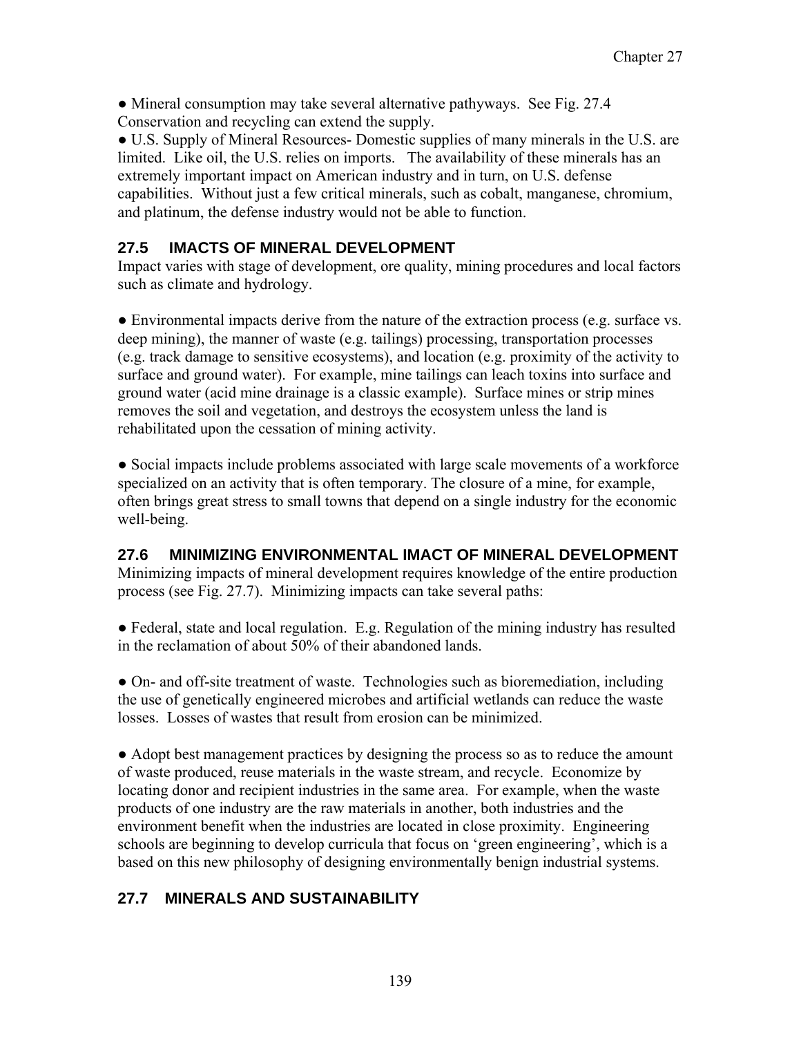● Mineral consumption may take several alternative pathyways. See Fig. 27.4 Conservation and recycling can extend the supply.

● U.S. Supply of Mineral Resources- Domestic supplies of many minerals in the U.S. are limited. Like oil, the U.S. relies on imports. The availability of these minerals has an extremely important impact on American industry and in turn, on U.S. defense capabilities. Without just a few critical minerals, such as cobalt, manganese, chromium, and platinum, the defense industry would not be able to function.

## 27.5 IMACTS OF MINERAL DEVELOPMENT

Impact varies with stage of development, ore quality, mining procedures and local factors such as climate and hydrology.

● Environmental impacts derive from the nature of the extraction process (e.g. surface vs. deep mining), the manner of waste (e.g. tailings) processing, transportation processes (e.g. track damage to sensitive ecosystems), and location (e.g. proximity of the activity to surface and ground water). For example, mine tailings can leach toxins into surface and ground water (acid mine drainage is a classic example). Surface mines or strip mines removes the soil and vegetation, and destroys the ecosystem unless the land is rehabilitated upon the cessation of mining activity.

● Social impacts include problems associated with large scale movements of a workforce specialized on an activity that is often temporary. The closure of a mine, for example, often brings great stress to small towns that depend on a single industry for the economic well-being.

## 27.6 MINIMIZING ENVIRONMENTAL IMACT OF MINERAL DEVELOPMENT

Minimizing impacts of mineral development requires knowledge of the entire production process (see Fig. 27.7). Minimizing impacts can take several paths:

● Federal, state and local regulation. E.g. Regulation of the mining industry has resulted in the reclamation of about 50% of their abandoned lands.

● On- and off-site treatment of waste. Technologies such as bioremediation, including the use of genetically engineered microbes and artificial wetlands can reduce the waste losses. Losses of wastes that result from erosion can be minimized.

● Adopt best management practices by designing the process so as to reduce the amount of waste produced, reuse materials in the waste stream, and recycle. Economize by locating donor and recipient industries in the same area. For example, when the waste products of one industry are the raw materials in another, both industries and the environment benefit when the industries are located in close proximity. Engineering schools are beginning to develop curricula that focus on 'green engineering', which is a based on this new philosophy of designing environmentally benign industrial systems.

## 27.7 MINERALS AND SUSTAINABILITY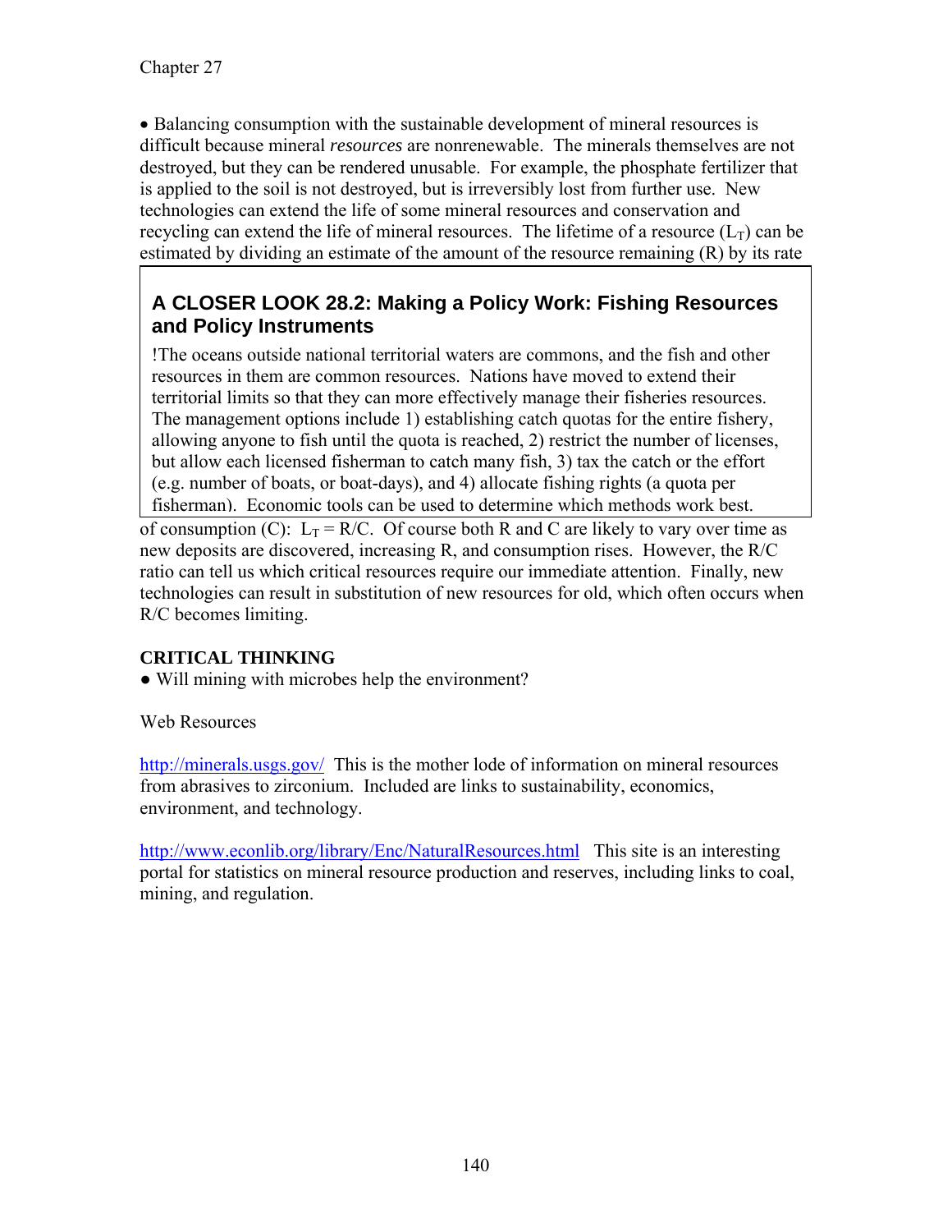• Balancing consumption with the sustainable development of mineral resources is difficult because mineral *resources* are nonrenewable. The minerals themselves are not destroyed, but they can be rendered unusable. For example, the phosphate fertilizer that is applied to the soil is not destroyed, but is irreversibly lost from further use. New technologies can extend the life of some mineral resources and conservation and recycling can extend the life of mineral resources. The lifetime of a resource ($L_T$) can be estimated by dividing an estimate of the amount of the resource remaining (R) by its rate of consumption (C): $L_T = R/C$. Of course both R and C are likely to vary over time as new deposits are discovered, increasing R, and consumption rises. However, the R/C ratio can tell us which critical resources require our immediate attention. Finally, new technologies can result in substitution of new resources for old, which often occurs when R/C becomes limiting.

### A CLOSER LOOK 28.2: Making a Policy Work: Fishing Resources and Policy Instruments

!The oceans outside national territorial waters are commons, and the fish and other resources in them are common resources. Nations have moved to extend their territorial limits so that they can more effectively manage their fisheries resources. The management options include 1) establishing catch quotas for the entire fishery, allowing anyone to fish until the quota is reached, 2) restrict the number of licenses, but allow each licensed fisherman to catch many fish, 3) tax the catch or the effort (e.g. number of boats, or boat-days), and 4) allocate fishing rights (a quota per fisherman). Economic tools can be used to determine which methods work best.

**CRITICAL THINKING**

● Will mining with microbes help the environment?

Web Resources

http://minerals.usgs.gov/ This is the mother lode of information on mineral resources from abrasives to zirconium. Included are links to sustainability, economics, environment, and technology.

http://www.econlib.org/library/Enc/NaturalResources.html This site is an interesting portal for statistics on mineral resource production and reserves, including links to coal, mining, and regulation.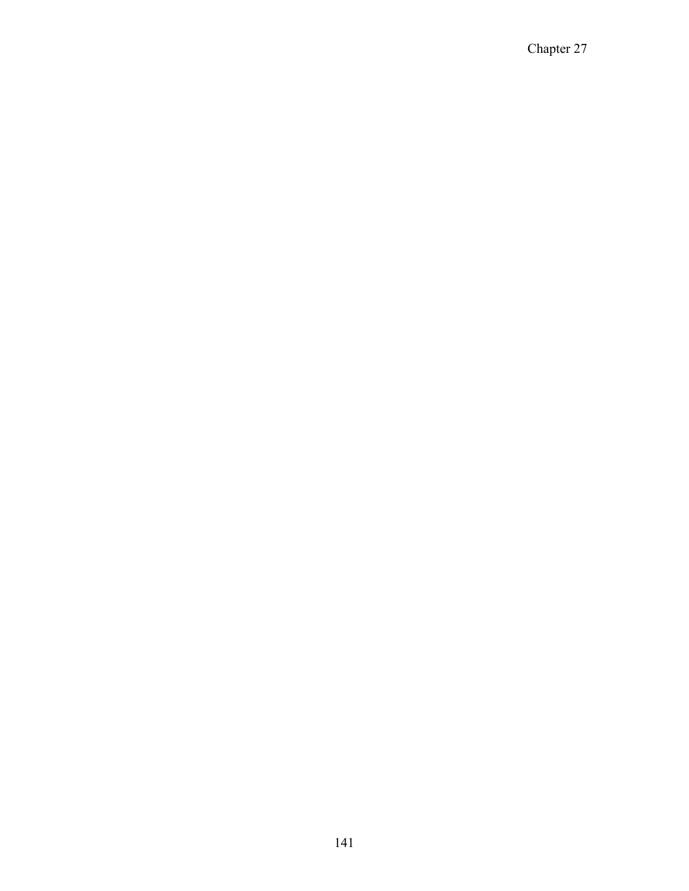Chapter 27